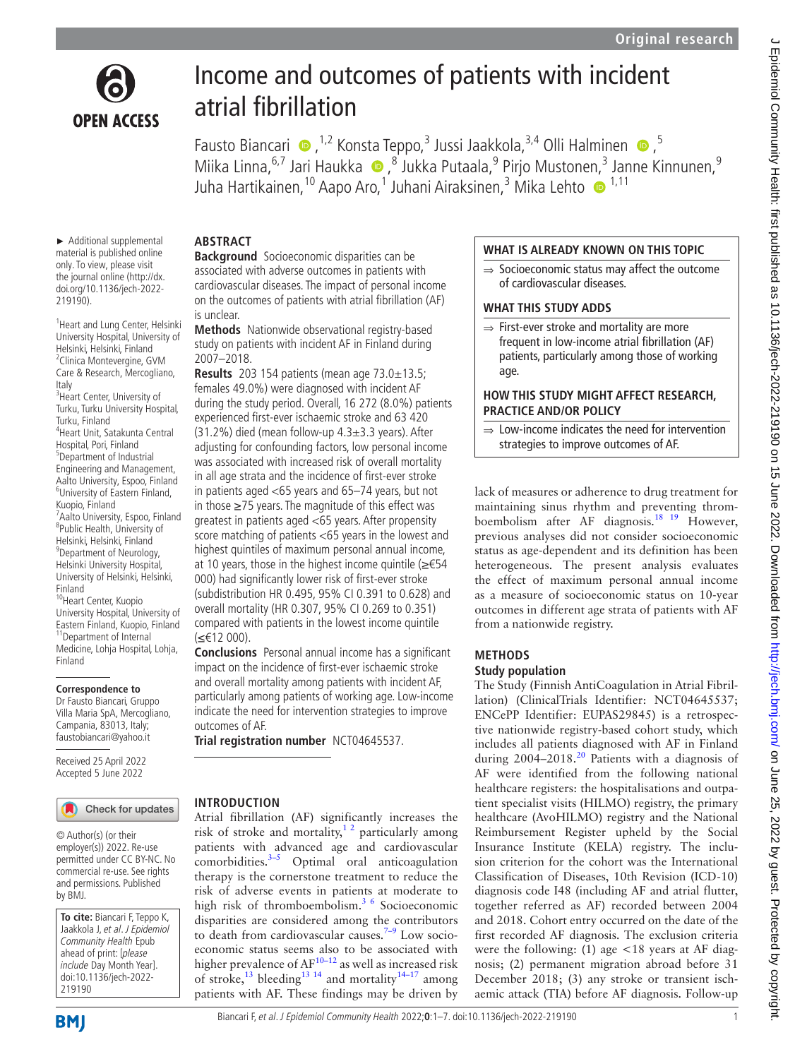Original research

# Income and outcomes of patients with incident atrial fibrillation

Fausto Biancari,[1,2] Konsta Teppo,[3] Jussi Jaakkola,[3,4] Olli Halminen,[5] Miika Linna,[6,7] Jari Haukka,[8] Jukka Putaala,[9] Pirjo Mustonen,[3] Janne Kinnunen,[9] Juha Hartikainen,[10] Aapo Aro,[1] Juhani Airaksinen,[3] Mika Lehto[1,11]

► Additional supplemental material is published online only. To view, please visit the journal online (http://dx.doi.org/10.1136/jech-2022-219190).

[1]Heart and Lung Center, Helsinki University Hospital, University of Helsinki, Helsinki, Finland
[2]Clinica Montevergine, GVM Care & Research, Mercogliano, Italy
[3]Heart Center, University of Turku, Turku University Hospital, Turku, Finland
[4]Heart Unit, Satakunta Central Hospital, Pori, Finland
[5]Department of Industrial Engineering and Management, Aalto University, Espoo, Finland
[6]University of Eastern Finland, Kuopio, Finland
[7]Aalto University, Espoo, Finland
[8]Public Health, University of Helsinki, Helsinki, Finland
[9]Department of Neurology, Helsinki University Hospital, University of Helsinki, Helsinki, Finland
[10]Heart Center, Kuopio University Hospital, University of Eastern Finland, Kuopio, Finland
[11]Department of Internal Medicine, Lohja Hospital, Lohja, Finland

**Correspondence to**
Dr Fausto Biancari, Gruppo Villa Maria SpA, Mercogliano, Campania, 83013, Italy; faustobiancari@yahoo.it

Received 25 April 2022
Accepted 5 June 2022

© Author(s) (or their employer(s)) 2022. Re-use permitted under CC BY-NC. No commercial re-use. See rights and permissions. Published by BMJ.

**To cite:** Biancari F, Teppo K, Jaakkola J, *et al*. *J Epidemiol Community Health* Epub ahead of print: [*please include* Day Month Year]. doi:10.1136/jech-2022-219190

## ABSTRACT

**Background** Socioeconomic disparities can be associated with adverse outcomes in patients with cardiovascular diseases. The impact of personal income on the outcomes of patients with atrial fibrillation (AF) is unclear.

**Methods** Nationwide observational registry-based study on patients with incident AF in Finland during 2007–2018.

**Results** 203 154 patients (mean age 73.0±13.5; females 49.0%) were diagnosed with incident AF during the study period. Overall, 16 272 (8.0%) patients experienced first-ever ischaemic stroke and 63 420 (31.2%) died (mean follow-up 4.3±3.3 years). After adjusting for confounding factors, low personal income was associated with increased risk of overall mortality in all age strata and the incidence of first-ever stroke in patients aged <65 years and 65–74 years, but not in those ≥75 years. The magnitude of this effect was greatest in patients aged <65 years. After propensity score matching of patients <65 years in the lowest and highest quintiles of maximum personal annual income, at 10 years, those in the highest income quintile (≥€54 000) had significantly lower risk of first-ever stroke (subdistribution HR 0.495, 95% CI 0.391 to 0.628) and overall mortality (HR 0.307, 95% CI 0.269 to 0.351) compared with patients in the lowest income quintile (≤€12 000).

**Conclusions** Personal annual income has a significant impact on the incidence of first-ever ischaemic stroke and overall mortality among patients with incident AF, particularly among patients of working age. Low-income indicate the need for intervention strategies to improve outcomes of AF.

**Trial registration number** NCT04645537.

## INTRODUCTION

Atrial fibrillation (AF) significantly increases the risk of stroke and mortality,[1,2] particularly among patients with advanced age and cardiovascular comorbidities.[3–5] Optimal oral anticoagulation therapy is the cornerstone treatment to reduce the risk of adverse events in patients at moderate to high risk of thromboembolism.[3,6] Socioeconomic disparities are considered among the contributors to death from cardiovascular causes.[7–9] Low socioeconomic status seems also to be associated with higher prevalence of AF[10–12] as well as increased risk of stroke,[13] bleeding[13,14] and mortality[14–17] among patients with AF. These findings may be driven by lack of measures or adherence to drug treatment for maintaining sinus rhythm and preventing thromboembolism after AF diagnosis.[18,19] However, previous analyses did not consider socioeconomic status as age-dependent and its definition has been heterogeneous. The present analysis evaluates the effect of maximum personal annual income as a measure of socioeconomic status on 10-year outcomes in different age strata of patients with AF from a nationwide registry.

### WHAT IS ALREADY KNOWN ON THIS TOPIC

⇒ Socioeconomic status may affect the outcome of cardiovascular diseases.

### WHAT THIS STUDY ADDS

⇒ First-ever stroke and mortality are more frequent in low-income atrial fibrillation (AF) patients, particularly among those of working age.

### HOW THIS STUDY MIGHT AFFECT RESEARCH, PRACTICE AND/OR POLICY

⇒ Low-income indicates the need for intervention strategies to improve outcomes of AF.

## METHODS

### Study population

The Study (Finnish AntiCoagulation in Atrial Fibrillation) (ClinicalTrials Identifier: NCT04645537; ENCePP Identifier: EUPAS29845) is a retrospective nationwide registry-based cohort study, which includes all patients diagnosed with AF in Finland during 2004–2018.[20] Patients with a diagnosis of AF were identified from the following national healthcare registers: the hospitalisations and outpatient specialist visits (HILMO) registry, the primary healthcare (AvoHILMO) registry and the National Reimbursement Register upheld by the Social Insurance Institute (KELA) registry. The inclusion criterion for the cohort was the International Classification of Diseases, 10th Revision (ICD-10) diagnosis code I48 (including AF and atrial flutter, together referred as AF) recorded between 2004 and 2018. Cohort entry occurred on the date of the first recorded AF diagnosis. The exclusion criteria were the following: (1) age <18 years at AF diagnosis; (2) permanent migration abroad before 31 December 2018; (3) any stroke or transient ischaemic attack (TIA) before AF diagnosis. Follow-up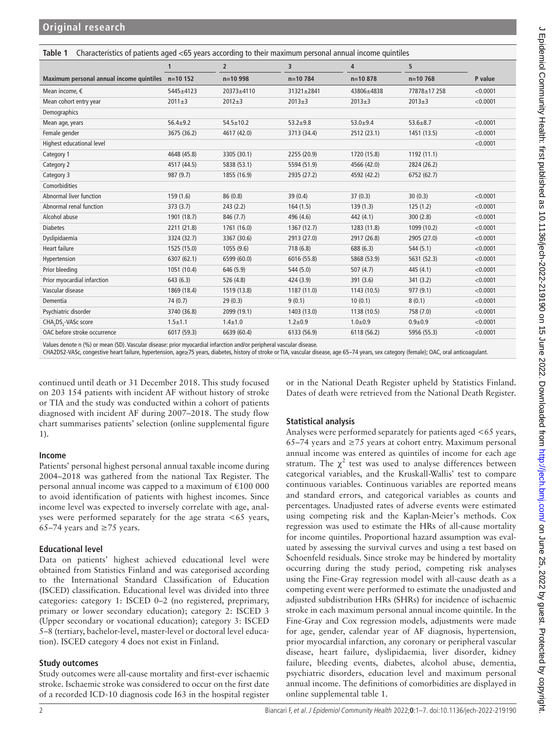**Table 1** Characteristics of patients aged <65 years according to their maximum personal annual income quintiles

| | 1 | 2 | 3 | 4 | 5 | |
|---|---|---|---|---|---|---|
| **Maximum personal annual income quintiles** | n=10 152 | n=10 998 | n=10 784 | n=10 878 | n=10 768 | P value |
| Mean income, € | 5445±4123 | 20373±4110 | 31321±2841 | 43806±4838 | 77878±17 258 | <0.0001 |
| Mean cohort entry year | 2011±3 | 2012±3 | 2013±3 | 2013±3 | 2013±3 | <0.0001 |
| Demographics | | | | | | |
| Mean age, years | 56.4±9.2 | 54.5±10.2 | 53.2±9.8 | 53.0±9.4 | 53.6±8.7 | <0.0001 |
| Female gender | 3675 (36.2) | 4617 (42.0) | 3713 (34.4) | 2512 (23.1) | 1451 (13.5) | <0.0001 |
| Highest educational level | | | | | | <0.0001 |
| Category 1 | 4648 (45.8) | 3305 (30.1) | 2255 (20.9) | 1720 (15.8) | 1192 (11.1) | |
| Category 2 | 4517 (44.5) | 5838 (53.1) | 5594 (51.9) | 4566 (42.0) | 2824 (26.2) | |
| Category 3 | 987 (9.7) | 1855 (16.9) | 2935 (27.2) | 4592 (42.2) | 6752 (62.7) | |
| Comorbidities | | | | | | |
| Abnormal liver function | 159 (1.6) | 86 (0.8) | 39 (0.4) | 37 (0.3) | 30 (0.3) | <0.0001 |
| Abnormal renal function | 373 (3.7) | 243 (2.2) | 164 (1.5) | 139 (1.3) | 125 (1.2) | <0.0001 |
| Alcohol abuse | 1901 (18.7) | 846 (7.7) | 496 (4.6) | 442 (4.1) | 300 (2.8) | <0.0001 |
| Diabetes | 2211 (21.8) | 1761 (16.0) | 1367 (12.7) | 1283 (11.8) | 1099 (10.2) | <0.0001 |
| Dyslipidaemia | 3324 (32.7) | 3367 (30.6) | 2913 (27.0) | 2917 (26.8) | 2905 (27.0) | <0.0001 |
| Heart failure | 1525 (15.0) | 1055 (9.6) | 718 (6.8) | 688 (6.3) | 544 (5.1) | <0.0001 |
| Hypertension | 6307 (62.1) | 6599 (60.0) | 6016 (55.8) | 5868 (53.9) | 5631 (52.3) | <0.0001 |
| Prior bleeding | 1051 (10.4) | 646 (5.9) | 544 (5.0) | 507 (4.7) | 445 (4.1) | <0.0001 |
| Prior myocardial infarction | 643 (6.3) | 526 (4.8) | 424 (3.9) | 391 (3.6) | 341 (3.2) | <0.0001 |
| Vascular disease | 1869 (18.4) | 1519 (13.8) | 1187 (11.0) | 1143 (10.5) | 977 (9.1) | <0.0001 |
| Dementia | 74 (0.7) | 29 (0.3) | 9 (0.1) | 10 (0.1) | 8 (0.1) | <0.0001 |
| Psychiatric disorder | 3740 (36.8) | 2099 (19.1) | 1403 (13.0) | 1138 (10.5) | 758 (7.0) | <0.0001 |
| $CHA_2DS_2$-VASc score | 1.5±1.1 | 1.4±1.0 | 1.2±0.9 | 1.0±0.9 | 0.9±0.9 | <0.0001 |
| OAC before stroke occurrence | 6017 (59.3) | 6639 (60.4) | 6133 (56.9) | 6118 (56.2) | 5956 (55.3) | <0.0001 |

Values denote n (%) or mean (SD). Vascular disease: prior myocardial infarction and/or peripheral vascular disease.
CHA2DS2-VASc, congestive heart failure, hypertension, age≥75 years, diabetes, history of stroke or TIA, vascular disease, age 65–74 years, sex category (female); OAC, oral anticoagulant.

continued until death or 31 December 2018. This study focused on 203 154 patients with incident AF without history of stroke or TIA and the study was conducted within a cohort of patients diagnosed with incident AF during 2007–2018. The study flow chart summarises patients' selection (online supplemental figure 1).

## Income

Patients' personal highest personal annual taxable income during 2004–2018 was gathered from the national Tax Register. The personal annual income was capped to a maximum of €100 000 to avoid identification of patients with highest incomes. Since income level was expected to inversely correlate with age, analyses were performed separately for the age strata <65 years, 65–74 years and ≥75 years.

## Educational level

Data on patients' highest achieved educational level were obtained from Statistics Finland and was categorised according to the International Standard Classification of Education (ISCED) classification. Educational level was divided into three categories: category 1: ISCED 0–2 (no registered, preprimary, primary or lower secondary education); category 2: ISCED 3 (Upper secondary or vocational education); category 3: ISCED 5–8 (tertiary, bachelor-level, master-level or doctoral level education). ISCED category 4 does not exist in Finland.

## Study outcomes

Study outcomes were all-cause mortality and first-ever ischaemic stroke. Ischaemic stroke was considered to occur on the first date of a recorded ICD-10 diagnosis code I63 in the hospital register or in the National Death Register upheld by Statistics Finland. Dates of death were retrieved from the National Death Register.

## Statistical analysis

Analyses were performed separately for patients aged <65 years, 65–74 years and ≥75 years at cohort entry. Maximum personal annual income was entered as quintiles of income for each age stratum. The $\chi^2$ test was used to analyse differences between categorical variables, and the Kruskall-Wallis' test to compare continuous variables. Continuous variables are reported means and standard errors, and categorical variables as counts and percentages. Unadjusted rates of adverse events were estimated using competing risk and the Kaplan-Meier's methods. Cox regression was used to estimate the HRs of all-cause mortality for income quintiles. Proportional hazard assumption was evaluated by assessing the survival curves and using a test based on Schoenfeld residuals. Since stroke may be hindered by mortality occurring during the study period, competing risk analyses using the Fine-Gray regression model with all-cause death as a competing event were performed to estimate the unadjusted and adjusted subdistribution HRs (SHRs) for incidence of ischaemic stroke in each maximum personal annual income quintile. In the Fine-Gray and Cox regression models, adjustments were made for age, gender, calendar year of AF diagnosis, hypertension, prior myocardial infarction, any coronary or peripheral vascular disease, heart failure, dyslipidaemia, liver disorder, kidney failure, bleeding events, diabetes, alcohol abuse, dementia, psychiatric disorders, education level and maximum personal annual income. The definitions of comorbidities are displayed in online supplemental table 1.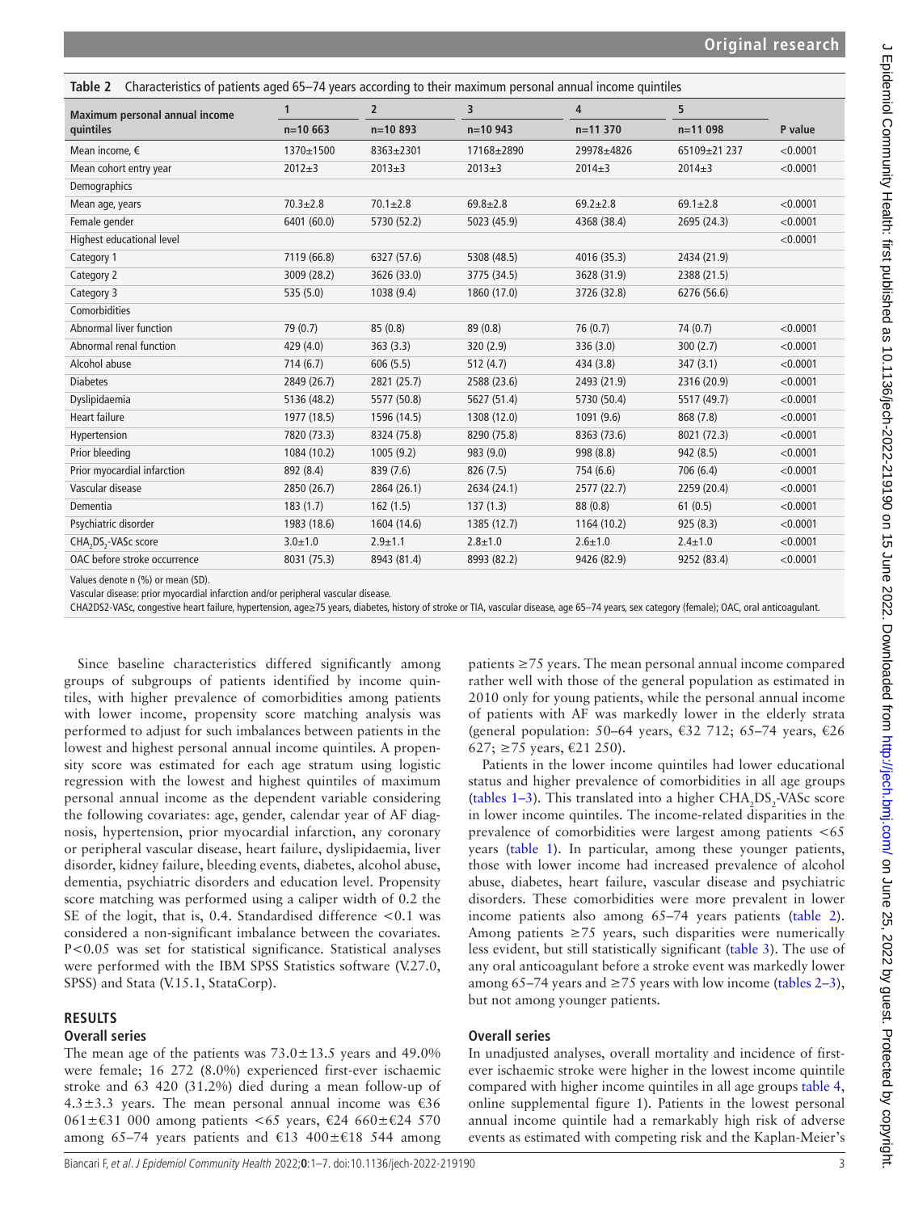**Table 2** Characteristics of patients aged 65–74 years according to their maximum personal annual income quintiles

| Maximum personal annual income quintiles | 1<br>n=10 663 | 2<br>n=10 893 | 3<br>n=10 943 | 4<br>n=11 370 | 5<br>n=11 098 | P value |
|---|---|---|---|---|---|---|
| Mean income, € | 1370±1500 | 8363±2301 | 17168±2890 | 29978±4826 | 65109±21 237 | <0.0001 |
| Mean cohort entry year | 2012±3 | 2013±3 | 2013±3 | 2014±3 | 2014±3 | <0.0001 |
| Demographics | | | | | | |
| Mean age, years | 70.3±2.8 | 70.1±2.8 | 69.8±2.8 | 69.2±2.8 | 69.1±2.8 | <0.0001 |
| Female gender | 6401 (60.0) | 5730 (52.2) | 5023 (45.9) | 4368 (38.4) | 2695 (24.3) | <0.0001 |
| Highest educational level | | | | | | <0.0001 |
| Category 1 | 7119 (66.8) | 6327 (57.6) | 5308 (48.5) | 4016 (35.3) | 2434 (21.9) | |
| Category 2 | 3009 (28.2) | 3626 (33.0) | 3775 (34.5) | 3628 (31.9) | 2388 (21.5) | |
| Category 3 | 535 (5.0) | 1038 (9.4) | 1860 (17.0) | 3726 (32.8) | 6276 (56.6) | |
| Comorbidities | | | | | | |
| Abnormal liver function | 79 (0.7) | 85 (0.8) | 89 (0.8) | 76 (0.7) | 74 (0.7) | <0.0001 |
| Abnormal renal function | 429 (4.0) | 363 (3.3) | 320 (2.9) | 336 (3.0) | 300 (2.7) | <0.0001 |
| Alcohol abuse | 714 (6.7) | 606 (5.5) | 512 (4.7) | 434 (3.8) | 347 (3.1) | <0.0001 |
| Diabetes | 2849 (26.7) | 2821 (25.7) | 2588 (23.6) | 2493 (21.9) | 2316 (20.9) | <0.0001 |
| Dyslipidaemia | 5136 (48.2) | 5577 (50.8) | 5627 (51.4) | 5730 (50.4) | 5517 (49.7) | <0.0001 |
| Heart failure | 1977 (18.5) | 1596 (14.5) | 1308 (12.0) | 1091 (9.6) | 868 (7.8) | <0.0001 |
| Hypertension | 7820 (73.3) | 8324 (75.8) | 8290 (75.8) | 8363 (73.6) | 8021 (72.3) | <0.0001 |
| Prior bleeding | 1084 (10.2) | 1005 (9.2) | 983 (9.0) | 998 (8.8) | 942 (8.5) | <0.0001 |
| Prior myocardial infarction | 892 (8.4) | 839 (7.6) | 826 (7.5) | 754 (6.6) | 706 (6.4) | <0.0001 |
| Vascular disease | 2850 (26.7) | 2864 (26.1) | 2634 (24.1) | 2577 (22.7) | 2259 (20.4) | <0.0001 |
| Dementia | 183 (1.7) | 162 (1.5) | 137 (1.3) | 88 (0.8) | 61 (0.5) | <0.0001 |
| Psychiatric disorder | 1983 (18.6) | 1604 (14.6) | 1385 (12.7) | 1164 (10.2) | 925 (8.3) | <0.0001 |
| $CHA_2DS_2$-VASc score | 3.0±1.0 | 2.9±1.1 | 2.8±1.0 | 2.6±1.0 | 2.4±1.0 | <0.0001 |
| OAC before stroke occurrence | 8031 (75.3) | 8943 (81.4) | 8993 (82.2) | 9426 (82.9) | 9252 (83.4) | <0.0001 |

Values denote n (%) or mean (SD).

Vascular disease: prior myocardial infarction and/or peripheral vascular disease.

CHA2DS2-VASc, congestive heart failure, hypertension, age≥75 years, diabetes, history of stroke or TIA, vascular disease, age 65–74 years, sex category (female); OAC, oral anticoagulant.

Since baseline characteristics differed significantly among groups of subgroups of patients identified by income quintiles, with higher prevalence of comorbidities among patients with lower income, propensity score matching analysis was performed to adjust for such imbalances between patients in the lowest and highest personal annual income quintiles. A propensity score was estimated for each age stratum using logistic regression with the lowest and highest quintiles of maximum personal annual income as the dependent variable considering the following covariates: age, gender, calendar year of AF diagnosis, hypertension, prior myocardial infarction, any coronary or peripheral vascular disease, heart failure, dyslipidaemia, liver disorder, kidney failure, bleeding events, diabetes, alcohol abuse, dementia, psychiatric disorders and education level. Propensity score matching was performed using a caliper width of 0.2 the SE of the logit, that is, 0.4. Standardised difference <0.1 was considered a non-significant imbalance between the covariates. P<0.05 was set for statistical significance. Statistical analyses were performed with the IBM SPSS Statistics software (V.27.0, SPSS) and Stata (V.15.1, StataCorp).

## RESULTS

### Overall series

The mean age of the patients was 73.0±13.5 years and 49.0% were female; 16 272 (8.0%) experienced first-ever ischaemic stroke and 63 420 (31.2%) died during a mean follow-up of 4.3±3.3 years. The mean personal annual income was €36 061±€31 000 among patients <65 years, €24 660±€24 570 among 65–74 years patients and €13 400±€18 544 among patients ≥75 years. The mean personal annual income compared rather well with those of the general population as estimated in 2010 only for young patients, while the personal annual income of patients with AF was markedly lower in the elderly strata (general population: 50–64 years, €32 712; 65–74 years, €26 627; ≥75 years, €21 250).

Patients in the lower income quintiles had lower educational status and higher prevalence of comorbidities in all age groups (tables 1–3). This translated into a higher $CHA_2DS_2$-VASc score in lower income quintiles. The income-related disparities in the prevalence of comorbidities were largest among patients <65 years (table 1). In particular, among these younger patients, those with lower income had increased prevalence of alcohol abuse, diabetes, heart failure, vascular disease and psychiatric disorders. These comorbidities were more prevalent in lower income patients also among 65–74 years patients (table 2). Among patients ≥75 years, such disparities were numerically less evident, but still statistically significant (table 3). The use of any oral anticoagulant before a stroke event was markedly lower among 65–74 years and ≥75 years with low income (tables 2–3), but not among younger patients.

### Overall series

In unadjusted analyses, overall mortality and incidence of first-ever ischaemic stroke were higher in the lowest income quintile compared with higher income quintiles in all age groups table 4, online supplemental figure 1). Patients in the lowest personal annual income quintile had a remarkably high risk of adverse events as estimated with competing risk and the Kaplan-Meier's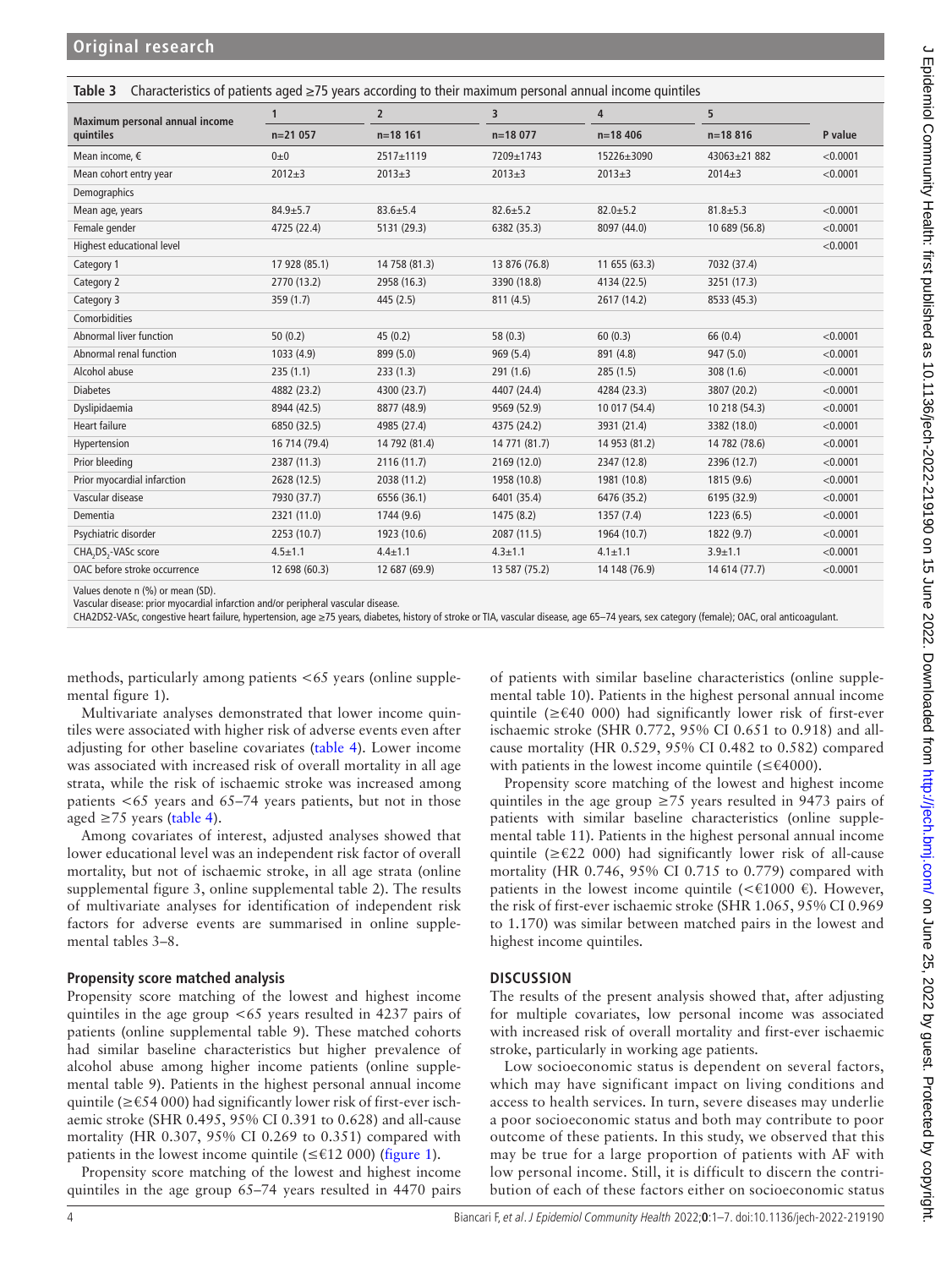**Table 3** Characteristics of patients aged ≥75 years according to their maximum personal annual income quintiles

| Maximum personal annual income quintiles | 1 | 2 | 3 | 4 | 5 | P value |
|---|---|---|---|---|---|---|
| | n=21 057 | n=18 161 | n=18 077 | n=18 406 | n=18 816 | |
| Mean income, € | 0±0 | 2517±1119 | 7209±1743 | 15226±3090 | 43063±21 882 | <0.0001 |
| Mean cohort entry year | 2012±3 | 2013±3 | 2013±3 | 2013±3 | 2014±3 | <0.0001 |
| Demographics | | | | | | |
| Mean age, years | 84.9±5.7 | 83.6±5.4 | 82.6±5.2 | 82.0±5.2 | 81.8±5.3 | <0.0001 |
| Female gender | 4725 (22.4) | 5131 (29.3) | 6382 (35.3) | 8097 (44.0) | 10 689 (56.8) | <0.0001 |
| Highest educational level | | | | | | <0.0001 |
| Category 1 | 17 928 (85.1) | 14 758 (81.3) | 13 876 (76.8) | 11 655 (63.3) | 7032 (37.4) | |
| Category 2 | 2770 (13.2) | 2958 (16.3) | 3390 (18.8) | 4134 (22.5) | 3251 (17.3) | |
| Category 3 | 359 (1.7) | 445 (2.5) | 811 (4.5) | 2617 (14.2) | 8533 (45.3) | |
| Comorbidities | | | | | | |
| Abnormal liver function | 50 (0.2) | 45 (0.2) | 58 (0.3) | 60 (0.3) | 66 (0.4) | <0.0001 |
| Abnormal renal function | 1033 (4.9) | 899 (5.0) | 969 (5.4) | 891 (4.8) | 947 (5.0) | <0.0001 |
| Alcohol abuse | 235 (1.1) | 233 (1.3) | 291 (1.6) | 285 (1.5) | 308 (1.6) | <0.0001 |
| Diabetes | 4882 (23.2) | 4300 (23.7) | 4407 (24.4) | 4284 (23.3) | 3807 (20.2) | <0.0001 |
| Dyslipidaemia | 8944 (42.5) | 8877 (48.9) | 9569 (52.9) | 10 017 (54.4) | 10 218 (54.3) | <0.0001 |
| Heart failure | 6850 (32.5) | 4985 (27.4) | 4375 (24.2) | 3931 (21.4) | 3382 (18.0) | <0.0001 |
| Hypertension | 16 714 (79.4) | 14 792 (81.4) | 14 771 (81.7) | 14 953 (81.2) | 14 782 (78.6) | <0.0001 |
| Prior bleeding | 2387 (11.3) | 2116 (11.7) | 2169 (12.0) | 2347 (12.8) | 2396 (12.7) | <0.0001 |
| Prior myocardial infarction | 2628 (12.5) | 2038 (11.2) | 1958 (10.8) | 1981 (10.8) | 1815 (9.6) | <0.0001 |
| Vascular disease | 7930 (37.7) | 6556 (36.1) | 6401 (35.4) | 6476 (35.2) | 6195 (32.9) | <0.0001 |
| Dementia | 2321 (11.0) | 1744 (9.6) | 1475 (8.2) | 1357 (7.4) | 1223 (6.5) | <0.0001 |
| Psychiatric disorder | 2253 (10.7) | 1923 (10.6) | 2087 (11.5) | 1964 (10.7) | 1822 (9.7) | <0.0001 |
| $CHA_2DS_2$-VASc score | 4.5±1.1 | 4.4±1.1 | 4.3±1.1 | 4.1±1.1 | 3.9±1.1 | <0.0001 |
| OAC before stroke occurrence | 12 698 (60.3) | 12 687 (69.9) | 13 587 (75.2) | 14 148 (76.9) | 14 614 (77.7) | <0.0001 |

Values denote n (%) or mean (SD).
Vascular disease: prior myocardial infarction and/or peripheral vascular disease.
CHA2DS2-VASc, congestive heart failure, hypertension, age ≥75 years, diabetes, history of stroke or TIA, vascular disease, age 65–74 years, sex category (female); OAC, oral anticoagulant.

methods, particularly among patients <65 years (online supplemental figure 1).

Multivariate analyses demonstrated that lower income quintiles were associated with higher risk of adverse events even after adjusting for other baseline covariates (table 4). Lower income was associated with increased risk of overall mortality in all age strata, while the risk of ischaemic stroke was increased among patients <65 years and 65–74 years patients, but not in those aged ≥75 years (table 4).

Among covariates of interest, adjusted analyses showed that lower educational level was an independent risk factor of overall mortality, but not of ischaemic stroke, in all age strata (online supplemental figure 3, online supplemental table 2). The results of multivariate analyses for identification of independent risk factors for adverse events are summarised in online supplemental tables 3–8.

### Propensity score matched analysis

Propensity score matching of the lowest and highest income quintiles in the age group <65 years resulted in 4237 pairs of patients (online supplemental table 9). These matched cohorts had similar baseline characteristics but higher prevalence of alcohol abuse among higher income patients (online supplemental table 9). Patients in the highest personal annual income quintile (≥€54 000) had significantly lower risk of first-ever ischaemic stroke (SHR 0.495, 95% CI 0.391 to 0.628) and all-cause mortality (HR 0.307, 95% CI 0.269 to 0.351) compared with patients in the lowest income quintile (≤€12 000) (figure 1).

Propensity score matching of the lowest and highest income quintiles in the age group 65–74 years resulted in 4470 pairs of patients with similar baseline characteristics (online supplemental table 10). Patients in the highest personal annual income quintile (≥€40 000) had significantly lower risk of first-ever ischaemic stroke (SHR 0.772, 95% CI 0.651 to 0.918) and all-cause mortality (HR 0.529, 95% CI 0.482 to 0.582) compared with patients in the lowest income quintile (≤€4000).

Propensity score matching of the lowest and highest income quintiles in the age group ≥75 years resulted in 9473 pairs of patients with similar baseline characteristics (online supplemental table 11). Patients in the highest personal annual income quintile (≥€22 000) had significantly lower risk of all-cause mortality (HR 0.746, 95% CI 0.715 to 0.779) compared with patients in the lowest income quintile (<€1000 €). However, the risk of first-ever ischaemic stroke (SHR 1.065, 95% CI 0.969 to 1.170) was similar between matched pairs in the lowest and highest income quintiles.

## DISCUSSION

The results of the present analysis showed that, after adjusting for multiple covariates, low personal income was associated with increased risk of overall mortality and first-ever ischaemic stroke, particularly in working age patients.

Low socioeconomic status is dependent on several factors, which may have significant impact on living conditions and access to health services. In turn, severe diseases may underlie a poor socioeconomic status and both may contribute to poor outcome of these patients. In this study, we observed that this may be true for a large proportion of patients with AF with low personal income. Still, it is difficult to discern the contribution of each of these factors either on socioeconomic status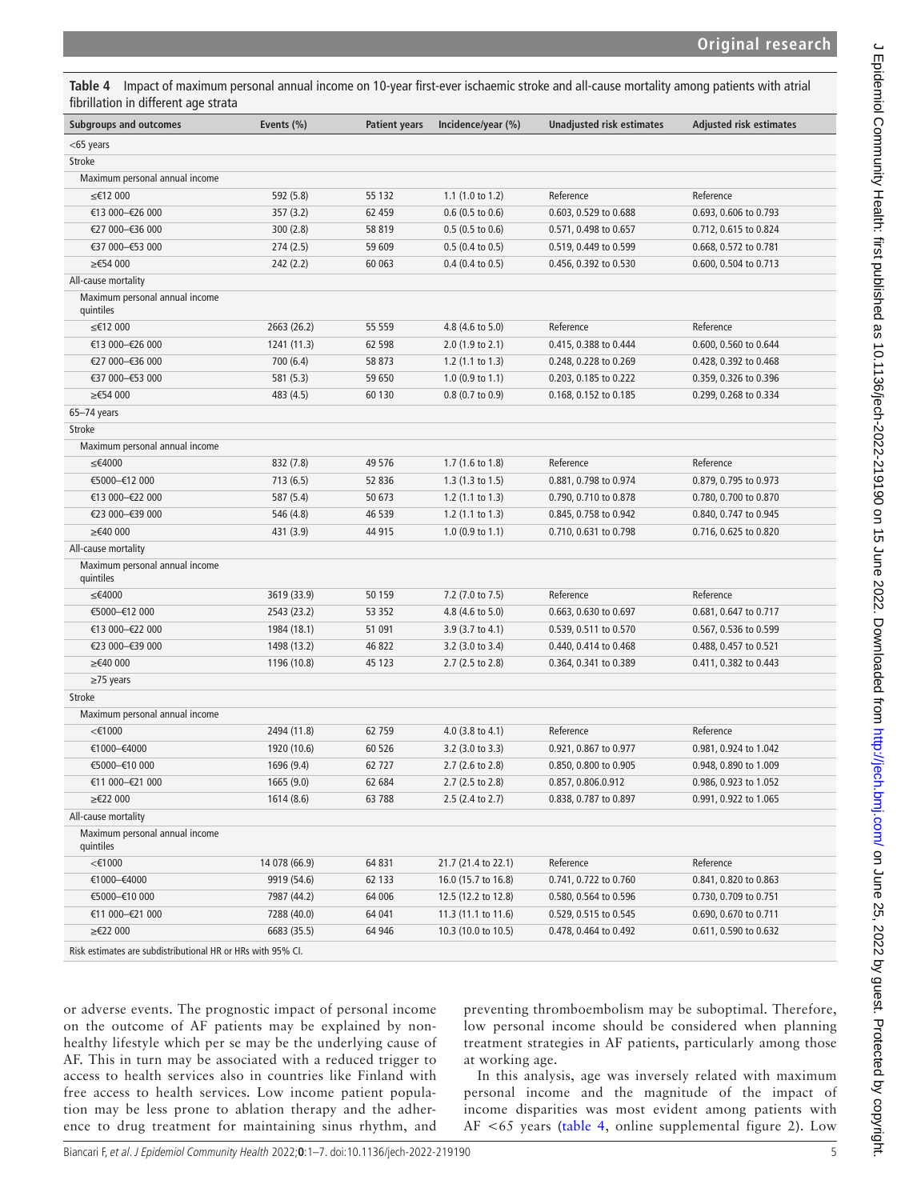**Table 4** Impact of maximum personal annual income on 10-year first-ever ischaemic stroke and all-cause mortality among patients with atrial fibrillation in different age strata

| Subgroups and outcomes | Events (%) | Patient years | Incidence/year (%) | Unadjusted risk estimates | Adjusted risk estimates |
|---|---|---|---|---|---|
| <65 years | | | | | |
| Stroke | | | | | |
| Maximum personal annual income | | | | | |
| ≤€12 000 | 592 (5.8) | 55 132 | 1.1 (1.0 to 1.2) | Reference | Reference |
| €13 000–€26 000 | 357 (3.2) | 62 459 | 0.6 (0.5 to 0.6) | 0.603, 0.529 to 0.688 | 0.693, 0.606 to 0.793 |
| €27 000–€36 000 | 300 (2.8) | 58 819 | 0.5 (0.5 to 0.6) | 0.571, 0.498 to 0.657 | 0.712, 0.615 to 0.824 |
| €37 000–€53 000 | 274 (2.5) | 59 609 | 0.5 (0.4 to 0.5) | 0.519, 0.449 to 0.599 | 0.668, 0.572 to 0.781 |
| ≥€54 000 | 242 (2.2) | 60 063 | 0.4 (0.4 to 0.5) | 0.456, 0.392 to 0.530 | 0.600, 0.504 to 0.713 |
| All-cause mortality | | | | | |
| Maximum personal annual income quintiles | | | | | |
| ≤€12 000 | 2663 (26.2) | 55 559 | 4.8 (4.6 to 5.0) | Reference | Reference |
| €13 000–€26 000 | 1241 (11.3) | 62 598 | 2.0 (1.9 to 2.1) | 0.415, 0.388 to 0.444 | 0.600, 0.560 to 0.644 |
| €27 000–€36 000 | 700 (6.4) | 58 873 | 1.2 (1.1 to 1.3) | 0.248, 0.228 to 0.269 | 0.428, 0.392 to 0.468 |
| €37 000–€53 000 | 581 (5.3) | 59 650 | 1.0 (0.9 to 1.1) | 0.203, 0.185 to 0.222 | 0.359, 0.326 to 0.396 |
| ≥€54 000 | 483 (4.5) | 60 130 | 0.8 (0.7 to 0.9) | 0.168, 0.152 to 0.185 | 0.299, 0.268 to 0.334 |
| 65–74 years | | | | | |
| Stroke | | | | | |
| Maximum personal annual income | | | | | |
| ≤€4000 | 832 (7.8) | 49 576 | 1.7 (1.6 to 1.8) | Reference | Reference |
| €5000–€12 000 | 713 (6.5) | 52 836 | 1.3 (1.3 to 1.5) | 0.881, 0.798 to 0.974 | 0.879, 0.795 to 0.973 |
| €13 000–€22 000 | 587 (5.4) | 50 673 | 1.2 (1.1 to 1.3) | 0.790, 0.710 to 0.878 | 0.780, 0.700 to 0.870 |
| €23 000–€39 000 | 546 (4.8) | 46 539 | 1.2 (1.1 to 1.3) | 0.845, 0.758 to 0.942 | 0.840, 0.747 to 0.945 |
| ≥€40 000 | 431 (3.9) | 44 915 | 1.0 (0.9 to 1.1) | 0.710, 0.631 to 0.798 | 0.716, 0.625 to 0.820 |
| All-cause mortality | | | | | |
| Maximum personal annual income quintiles | | | | | |
| ≤€4000 | 3619 (33.9) | 50 159 | 7.2 (7.0 to 7.5) | Reference | Reference |
| €5000–€12 000 | 2543 (23.2) | 53 352 | 4.8 (4.6 to 5.0) | 0.663, 0.630 to 0.697 | 0.681, 0.647 to 0.717 |
| €13 000–€22 000 | 1984 (18.1) | 51 091 | 3.9 (3.7 to 4.1) | 0.539, 0.511 to 0.570 | 0.567, 0.536 to 0.599 |
| €23 000–€39 000 | 1498 (13.2) | 46 822 | 3.2 (3.0 to 3.4) | 0.440, 0.414 to 0.468 | 0.488, 0.457 to 0.521 |
| ≥€40 000 | 1196 (10.8) | 45 123 | 2.7 (2.5 to 2.8) | 0.364, 0.341 to 0.389 | 0.411, 0.382 to 0.443 |
| ≥75 years | | | | | |
| Stroke | | | | | |
| Maximum personal annual income | | | | | |
| <€1000 | 2494 (11.8) | 62 759 | 4.0 (3.8 to 4.1) | Reference | Reference |
| €1000–€4000 | 1920 (10.6) | 60 526 | 3.2 (3.0 to 3.3) | 0.921, 0.867 to 0.977 | 0.981, 0.924 to 1.042 |
| €5000–€10 000 | 1696 (9.4) | 62 727 | 2.7 (2.6 to 2.8) | 0.850, 0.800 to 0.905 | 0.948, 0.890 to 1.009 |
| €11 000–€21 000 | 1665 (9.0) | 62 684 | 2.7 (2.5 to 2.8) | 0.857, 0.806.0.912 | 0.986, 0.923 to 1.052 |
| ≥€22 000 | 1614 (8.6) | 63 788 | 2.5 (2.4 to 2.7) | 0.838, 0.787 to 0.897 | 0.991, 0.922 to 1.065 |
| All-cause mortality | | | | | |
| Maximum personal annual income quintiles | | | | | |
| <€1000 | 14 078 (66.9) | 64 831 | 21.7 (21.4 to 22.1) | Reference | Reference |
| €1000–€4000 | 9919 (54.6) | 62 133 | 16.0 (15.7 to 16.8) | 0.741, 0.722 to 0.760 | 0.841, 0.820 to 0.863 |
| €5000–€10 000 | 7987 (44.2) | 64 006 | 12.5 (12.2 to 12.8) | 0.580, 0.564 to 0.596 | 0.730, 0.709 to 0.751 |
| €11 000–€21 000 | 7288 (40.0) | 64 041 | 11.3 (11.1 to 11.6) | 0.529, 0.515 to 0.545 | 0.690, 0.670 to 0.711 |
| ≥€22 000 | 6683 (35.5) | 64 946 | 10.3 (10.0 to 10.5) | 0.478, 0.464 to 0.492 | 0.611, 0.590 to 0.632 |

Risk estimates are subdistributional HR or HRs with 95% CI.

or adverse events. The prognostic impact of personal income on the outcome of AF patients may be explained by non-healthy lifestyle which per se may be the underlying cause of AF. This in turn may be associated with a reduced trigger to access to health services also in countries like Finland with free access to health services. Low income patient population may be less prone to ablation therapy and the adherence to drug treatment for maintaining sinus rhythm, and preventing thromboembolism may be suboptimal. Therefore, low personal income should be considered when planning treatment strategies in AF patients, particularly among those at working age.

In this analysis, age was inversely related with maximum personal income and the magnitude of the impact of income disparities was most evident among patients with AF <65 years (table 4, online supplemental figure 2). Low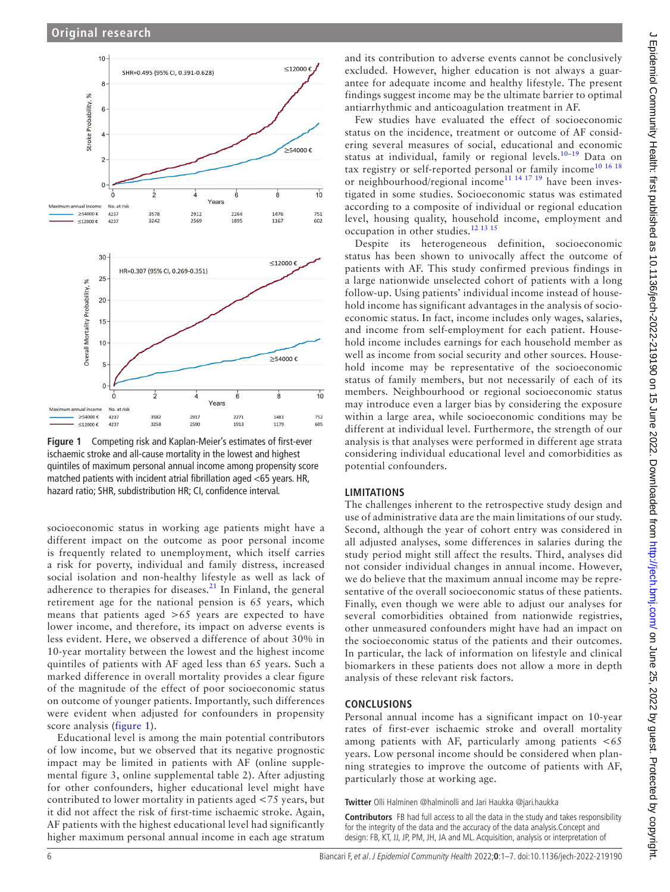Figure 1 Competing risk and Kaplan-Meier's estimates of first-ever ischaemic stroke and all-cause mortality in the lowest and highest quintiles of maximum personal annual income among propensity score matched patients with incident atrial fibrillation aged <65 years. HR, hazard ratio; SHR, subdistribution HR; CI, confidence interval.

socioeconomic status in working age patients might have a different impact on the outcome as poor personal income is frequently related to unemployment, which itself carries a risk for poverty, individual and family distress, increased social isolation and non-healthy lifestyle as well as lack of adherence to therapies for diseases.[21] In Finland, the general retirement age for the national pension is 65 years, which means that patients aged >65 years are expected to have lower income, and therefore, its impact on adverse events is less evident. Here, we observed a difference of about 30% in 10-year mortality between the lowest and the highest income quintiles of patients with AF aged less than 65 years. Such a marked difference in overall mortality provides a clear figure of the magnitude of the effect of poor socioeconomic status on outcome of younger patients. Importantly, such differences were evident when adjusted for confounders in propensity score analysis (figure 1).

Educational level is among the main potential contributors of low income, but we observed that its negative prognostic impact may be limited in patients with AF (online supplemental figure 3, online supplemental table 2). After adjusting for other confounders, higher educational level might have contributed to lower mortality in patients aged <75 years, but it did not affect the risk of first-time ischaemic stroke. Again, AF patients with the highest educational level had significantly higher maximum personal annual income in each age stratum and its contribution to adverse events cannot be conclusively excluded. However, higher education is not always a guarantee for adequate income and healthy lifestyle. The present findings suggest income may be the ultimate barrier to optimal antiarrhythmic and anticoagulation treatment in AF.

Few studies have evaluated the effect of socioeconomic status on the incidence, treatment or outcome of AF considering several measures of social, educational and economic status at individual, family or regional levels.[10–19] Data on tax registry or self-reported personal or family income[10 16 18] or neighbourhood/regional income[11 14 17 19] have been investigated in some studies. Socioeconomic status was estimated according to a composite of individual or regional education level, housing quality, household income, employment and occupation in other studies.[12 13 15]

Despite its heterogeneous definition, socioeconomic status has been shown to univocally affect the outcome of patients with AF. This study confirmed previous findings in a large nationwide unselected cohort of patients with a long follow-up. Using patients' individual income instead of household income has significant advantages in the analysis of socioeconomic status. In fact, income includes only wages, salaries, and income from self-employment for each patient. Household income includes earnings for each household member as well as income from social security and other sources. Household income may be representative of the socioeconomic status of family members, but not necessarily of each of its members. Neighbourhood or regional socioeconomic status may introduce even a larger bias by considering the exposure within a large area, while socioeconomic conditions may be different at individual level. Furthermore, the strength of our analysis is that analyses were performed in different age strata considering individual educational level and comorbidities as potential confounders.

## LIMITATIONS

The challenges inherent to the retrospective study design and use of administrative data are the main limitations of our study. Second, although the year of cohort entry was considered in all adjusted analyses, some differences in salaries during the study period might still affect the results. Third, analyses did not consider individual changes in annual income. However, we do believe that the maximum annual income may be representative of the overall socioeconomic status of these patients. Finally, even though we were able to adjust our analyses for several comorbidities obtained from nationwide registries, other unmeasured confounders might have had an impact on the socioeconomic status of the patients and their outcomes. In particular, the lack of information on lifestyle and clinical biomarkers in these patients does not allow a more in depth analysis of these relevant risk factors.

## CONCLUSIONS

Personal annual income has a significant impact on 10-year rates of first-ever ischaemic stroke and overall mortality among patients with AF, particularly among patients <65 years. Low personal income should be considered when planning strategies to improve the outcome of patients with AF, particularly those at working age.

**Twitter** Olli Halminen @halminolli and Jari Haukka @jari.haukka

**Contributors** FB had full access to all the data in the study and takes responsibility for the integrity of the data and the accuracy of the data analysis.Concept and design: FB, KT, JJ, JP, PM, JH, JA and ML. Acquisition, analysis or interpretation of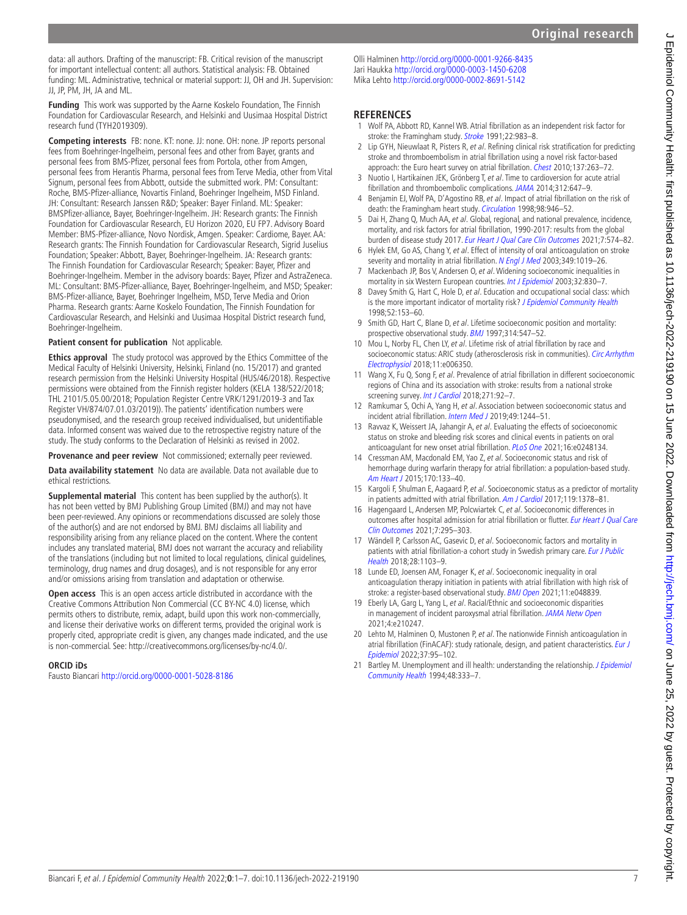data: all authors. Drafting of the manuscript: FB. Critical revision of the manuscript for important intellectual content: all authors. Statistical analysis: FB. Obtained funding: ML. Administrative, technical or material support: JJ, OH and JH. Supervision: JJ, JP, PM, JH, JA and ML.

**Funding** This work was supported by the Aarne Koskelo Foundation, The Finnish Foundation for Cardiovascular Research, and Helsinki and Uusimaa Hospital District research fund (TYH2019309).

**Competing interests** FB: none. KT: none. JJ: none. OH: none. JP reports personal fees from Boehringer-Ingelheim, personal fees and other from Bayer, grants and personal fees from BMS-Pfizer, personal fees from Portola, other from Amgen, personal fees from Herantis Pharma, personal fees from Terve Media, other from Vital Signum, personal fees from Abbott, outside the submitted work. PM: Consultant: Roche, BMS-Pfizer-alliance, Novartis Finland, Boehringer Ingelheim, MSD Finland. JH: Consultant: Research Janssen R&D; Speaker: Bayer Finland. ML: Speaker: BMSPfizer-alliance, Bayer, Boehringer-Ingelheim. JH: Research grants: The Finnish Foundation for Cardiovascular Research, EU Horizon 2020, EU FP7. Advisory Board Member: BMS-Pfizer-alliance, Novo Nordisk, Amgen. Speaker: Cardiome, Bayer. AA: Research grants: The Finnish Foundation for Cardiovascular Research, Sigrid Juselius Foundation; Speaker: Abbott, Bayer, Boehringer-Ingelheim. JA: Research grants: The Finnish Foundation for Cardiovascular Research; Speaker: Bayer, Pfizer and Boehringer-Ingelheim. Member in the advisory boards: Bayer, Pfizer and AstraZeneca. ML: Consultant: BMS-Pfizer-alliance, Bayer, Boehringer-Ingelheim, and MSD; Speaker: BMS-Pfizer-alliance, Bayer, Boehringer Ingelheim, MSD, Terve Media and Orion Pharma. Research grants: Aarne Koskelo Foundation, The Finnish Foundation for Cardiovascular Research, and Helsinki and Uusimaa Hospital District research fund, Boehringer-Ingelheim.

**Patient consent for publication** Not applicable.

**Ethics approval** The study protocol was approved by the Ethics Committee of the Medical Faculty of Helsinki University, Helsinki, Finland (no. 15/2017) and granted research permission from the Helsinki University Hospital (HUS/46/2018). Respective permissions were obtained from the Finnish register holders (KELA 138/522/2018; THL 2101/5.05.00/2018; Population Register Centre VRK/1291/2019-3 and Tax Register VH/874/07.01.03/2019)). The patients' identification numbers were pseudonymised, and the research group received individualised, but unidentifiable data. Informed consent was waived due to the retrospective registry nature of the study. The study conforms to the Declaration of Helsinki as revised in 2002.

**Provenance and peer review** Not commissioned; externally peer reviewed.

**Data availability statement** No data are available. Data not available due to ethical restrictions.

**Supplemental material** This content has been supplied by the author(s). It has not been vetted by BMJ Publishing Group Limited (BMJ) and may not have been peer-reviewed. Any opinions or recommendations discussed are solely those of the author(s) and are not endorsed by BMJ. BMJ disclaims all liability and responsibility arising from any reliance placed on the content. Where the content includes any translated material, BMJ does not warrant the accuracy and reliability of the translations (including but not limited to local regulations, clinical guidelines, terminology, drug names and drug dosages), and is not responsible for any error and/or omissions arising from translation and adaptation or otherwise.

**Open access** This is an open access article distributed in accordance with the Creative Commons Attribution Non Commercial (CC BY-NC 4.0) license, which permits others to distribute, remix, adapt, build upon this work non-commercially, and license their derivative works on different terms, provided the original work is properly cited, appropriate credit is given, any changes made indicated, and the use is non-commercial. See: http://creativecommons.org/licenses/by-nc/4.0/.

**ORCID iDs**

Fausto Biancari http://orcid.org/0000-0001-5028-8186
Olli Halminen http://orcid.org/0000-0001-9266-8435
Jari Haukka http://orcid.org/0000-0003-1450-6208
Mika Lehto http://orcid.org/0000-0002-8691-5142

## REFERENCES

1. Wolf PA, Abbott RD, Kannel WB. Atrial fibrillation as an independent risk factor for stroke: the Framingham study. *Stroke* 1991;22:983–8.
2. Lip GYH, Nieuwlaat R, Pisters R, *et al*. Refining clinical risk stratification for predicting stroke and thromboembolism in atrial fibrillation using a novel risk factor-based approach: the Euro heart survey on atrial fibrillation. *Chest* 2010;137:263–72.
3. Nuotio I, Hartikainen JEK, Grönberg T, *et al*. Time to cardioversion for acute atrial fibrillation and thromboembolic complications. *JAMA* 2014;312:647–9.
4. Benjamin EJ, Wolf PA, D'Agostino RB, *et al*. Impact of atrial fibrillation on the risk of death: the Framingham heart study. *Circulation* 1998;98:946–52.
5. Dai H, Zhang Q, Much AA, *et al*. Global, regional, and national prevalence, incidence, mortality, and risk factors for atrial fibrillation, 1990-2017: results from the global burden of disease study 2017. *Eur Heart J Qual Care Clin Outcomes* 2021;7:574–82.
6. Hylek EM, Go AS, Chang Y, *et al*. Effect of intensity of oral anticoagulation on stroke severity and mortality in atrial fibrillation. *N Engl J Med* 2003;349:1019–26.
7. Mackenbach JP, Bos V, Andersen O, *et al*. Widening socioeconomic inequalities in mortality in six Western European countries. *Int J Epidemiol* 2003;32:830–7.
8. Davey Smith G, Hart C, Hole D, *et al*. Education and occupational social class: which is the more important indicator of mortality risk? *J Epidemiol Community Health* 1998;52:153–60.
9. Smith GD, Hart C, Blane D, *et al*. Lifetime socioeconomic position and mortality: prospective observational study. *BMJ* 1997;314:547–52.
10. Mou L, Norby FL, Chen LY, *et al*. Lifetime risk of atrial fibrillation by race and socioeconomic status: ARIC study (atherosclerosis risk in communities). *Circ Arrhythm Electrophysiol* 2018;11:e006350.
11. Wang X, Fu Q, Song F, *et al*. Prevalence of atrial fibrillation in different socioeconomic regions of China and its association with stroke: results from a national stroke screening survey. *Int J Cardiol* 2018;271:92–7.
12. Ramkumar S, Ochi A, Yang H, *et al*. Association between socioeconomic status and incident atrial fibrillation. *Intern Med J* 2019;49:1244–51.
13. Ravvaz K, Weissert JA, Jahangir A, *et al*. Evaluating the effects of socioeconomic status on stroke and bleeding risk scores and clinical events in patients on oral anticoagulant for new onset atrial fibrillation. *PLoS One* 2021;16:e0248134.
14. Cressman AM, Macdonald EM, Yao Z, *et al*. Socioeconomic status and risk of hemorrhage during warfarin therapy for atrial fibrillation: a population-based study. *Am Heart J* 2015;170:133–40.
15. Kargoli F, Shulman E, Aagaard P, *et al*. Socioeconomic status as a predictor of mortality in patients admitted with atrial fibrillation. *Am J Cardiol* 2017;119:1378–81.
16. Hagengaard L, Andersen MP, Polcwiartek C, *et al*. Socioeconomic differences in outcomes after hospital admission for atrial fibrillation or flutter. *Eur Heart J Qual Care Clin Outcomes* 2021;7:295–303.
17. Wändell P, Carlsson AC, Gasevic D, *et al*. Socioeconomic factors and mortality in patients with atrial fibrillation-a cohort study in Swedish primary care. *Eur J Public Health* 2018;28:1103–9.
18. Lunde ED, Joensen AM, Fonager K, *et al*. Socioeconomic inequality in oral anticoagulation therapy initiation in patients with atrial fibrillation with high risk of stroke: a register-based observational study. *BMJ Open* 2021;11:e048839.
19. Eberly LA, Garg L, Yang L, *et al*. Racial/Ethnic and socioeconomic disparities in management of incident paroxysmal atrial fibrillation. *JAMA Netw Open* 2021;4:e210247.
20. Lehto M, Halminen O, Mustonen P, *et al*. The nationwide Finnish anticoagulation in atrial fibrillation (FinACAF): study rationale, design, and patient characteristics. *Eur J Epidemiol* 2022;37:95–102.
21. Bartley M. Unemployment and ill health: understanding the relationship. *J Epidemiol Community Health* 1994;48:333–7.